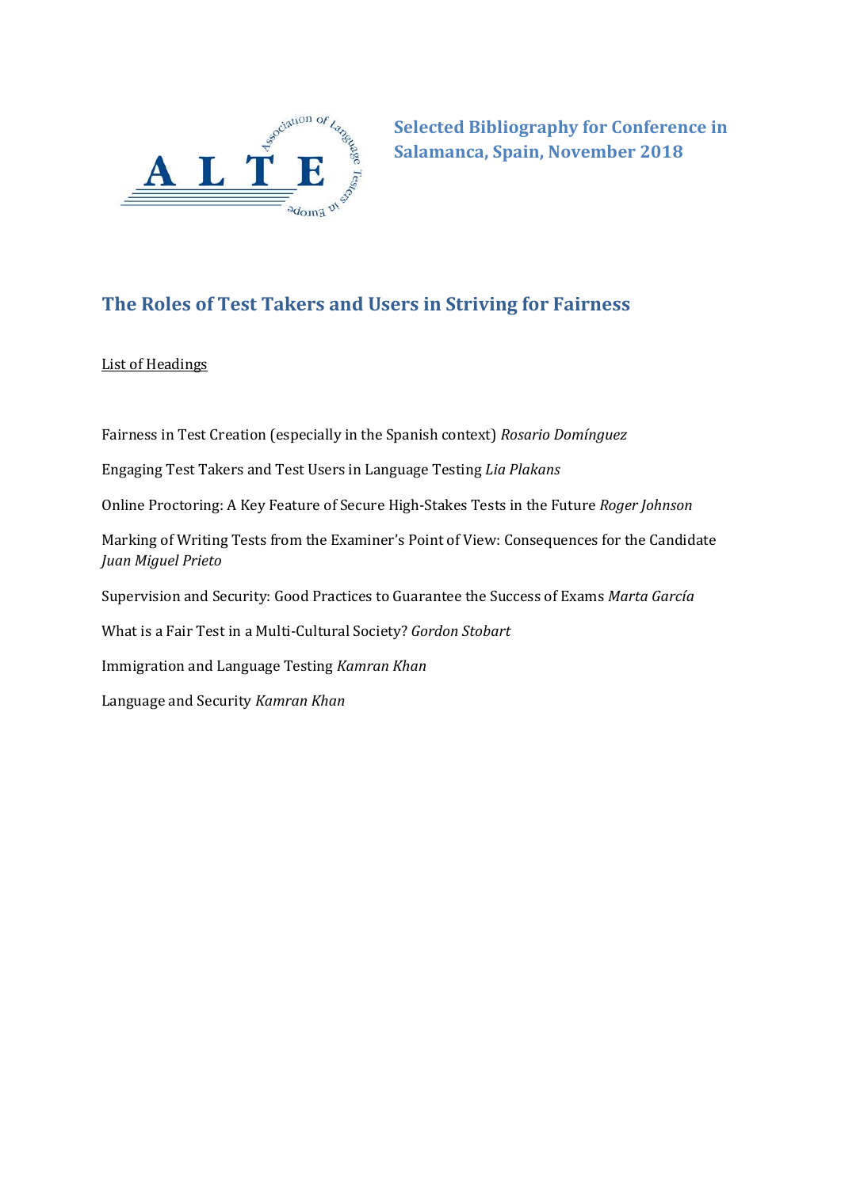**Selected Bibliography for Conference in Salamanca, Spain, November 2018**

# The Roles of Test Takers and Users in Striving for Fairness

List of Headings

Fairness in Test Creation (especially in the Spanish context) *Rosario Domínguez*

Engaging Test Takers and Test Users in Language Testing *Lia Plakans*

Online Proctoring: A Key Feature of Secure High-Stakes Tests in the Future *Roger Johnson*

Marking of Writing Tests from the Examiner's Point of View: Consequences for the Candidate *Juan Miguel Prieto*

Supervision and Security: Good Practices to Guarantee the Success of Exams *Marta García*

What is a Fair Test in a Multi-Cultural Society? *Gordon Stobart*

Immigration and Language Testing *Kamran Khan*

Language and Security *Kamran Khan*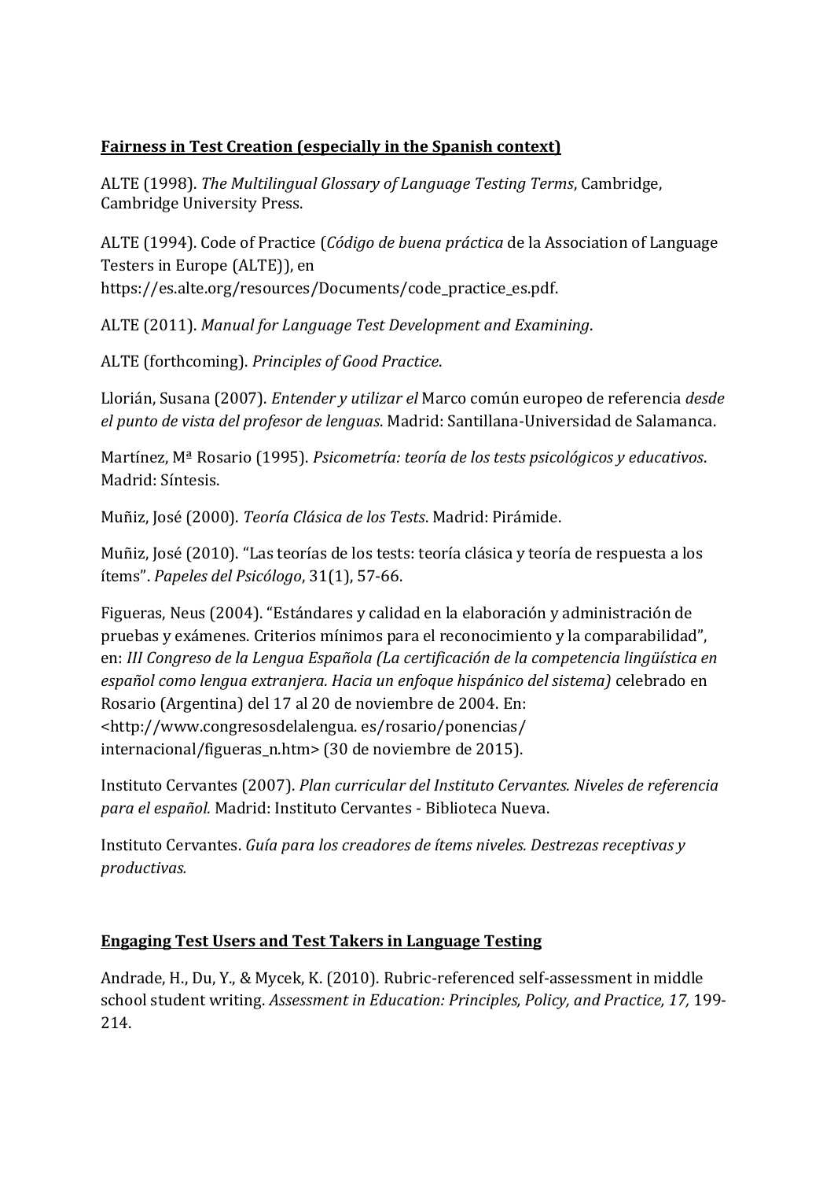**<u>Fairness in Test Creation (especially in the Spanish context)</u>**

ALTE (1998). *The Multilingual Glossary of Language Testing Terms*, Cambridge, Cambridge University Press.

ALTE (1994). Code of Practice (*Código de buena práctica* de la Association of Language Testers in Europe (ALTE)), en https://es.alte.org/resources/Documents/code_practice_es.pdf.

ALTE (2011). *Manual for Language Test Development and Examining*.

ALTE (forthcoming). *Principles of Good Practice*.

Llorián, Susana (2007). *Entender y utilizar el* Marco común europeo de referencia *desde el punto de vista del profesor de lenguas*. Madrid: Santillana-Universidad de Salamanca.

Martínez, Mª Rosario (1995). *Psicometría: teoría de los tests psicológicos y educativos*. Madrid: Síntesis.

Muñiz, José (2000). *Teoría Clásica de los Tests*. Madrid: Pirámide.

Muñiz, José (2010). "Las teorías de los tests: teoría clásica y teoría de respuesta a los ítems". *Papeles del Psicólogo*, 31(1), 57-66.

Figueras, Neus (2004). "Estándares y calidad en la elaboración y administración de pruebas y exámenes. Criterios mínimos para el reconocimiento y la comparabilidad", en: *III Congreso de la Lengua Española (La certificación de la competencia lingüística en español como lengua extranjera. Hacia un enfoque hispánico del sistema)* celebrado en Rosario (Argentina) del 17 al 20 de noviembre de 2004. En: <http://www.congresosdelalengua. es/rosario/ponencias/ internacional/figueras_n.htm> (30 de noviembre de 2015).

Instituto Cervantes (2007). *Plan curricular del Instituto Cervantes. Niveles de referencia para el español.* Madrid: Instituto Cervantes - Biblioteca Nueva.

Instituto Cervantes. *Guía para los creadores de ítems niveles. Destrezas receptivas y productivas.*

**<u>Engaging Test Users and Test Takers in Language Testing</u>**

Andrade, H., Du, Y., & Mycek, K. (2010). Rubric-referenced self-assessment in middle school student writing. *Assessment in Education: Principles, Policy, and Practice, 17,* 199-214.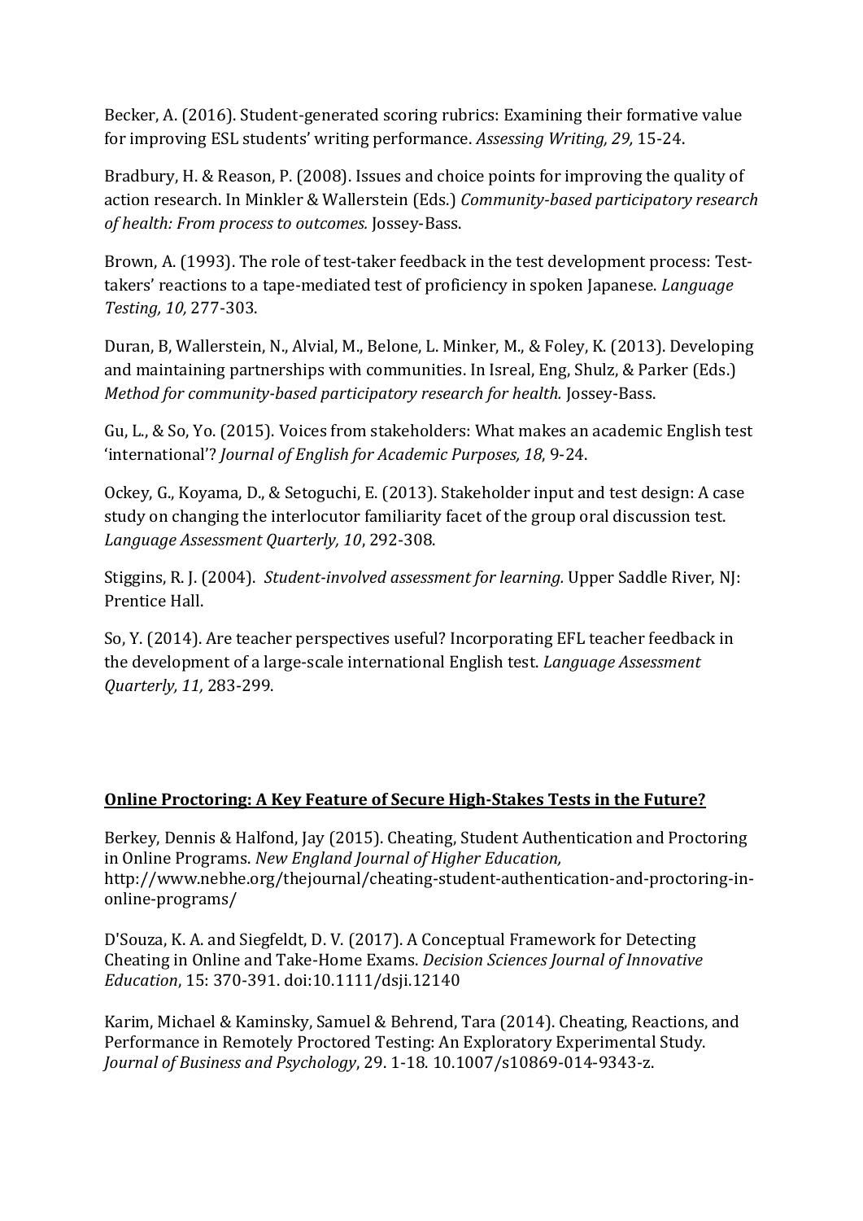Becker, A. (2016). Student-generated scoring rubrics: Examining their formative value for improving ESL students' writing performance. *Assessing Writing, 29,* 15-24.

Bradbury, H. & Reason, P. (2008). Issues and choice points for improving the quality of action research. In Minkler & Wallerstein (Eds.) *Community-based participatory research of health: From process to outcomes.* Jossey-Bass.

Brown, A. (1993). The role of test-taker feedback in the test development process: Test-takers' reactions to a tape-mediated test of proficiency in spoken Japanese. *Language Testing, 10,* 277-303.

Duran, B, Wallerstein, N., Alvial, M., Belone, L. Minker, M., & Foley, K. (2013). Developing and maintaining partnerships with communities. In Isreal, Eng, Shulz, & Parker (Eds.) *Method for community-based participatory research for health.* Jossey-Bass.

Gu, L., & So, Yo. (2015). Voices from stakeholders: What makes an academic English test 'international'? *Journal of English for Academic Purposes, 18*, 9-24.

Ockey, G., Koyama, D., & Setoguchi, E. (2013). Stakeholder input and test design: A case study on changing the interlocutor familiarity facet of the group oral discussion test. *Language Assessment Quarterly, 10*, 292-308.

Stiggins, R. J. (2004). *Student-involved assessment for learning.* Upper Saddle River, NJ: Prentice Hall.

So, Y. (2014). Are teacher perspectives useful? Incorporating EFL teacher feedback in the development of a large-scale international English test. *Language Assessment Quarterly, 11,* 283-299.

**<u>Online Proctoring: A Key Feature of Secure High-Stakes Tests in the Future?</u>**

Berkey, Dennis & Halfond, Jay (2015). Cheating, Student Authentication and Proctoring in Online Programs. *New England Journal of Higher Education,* http://www.nebhe.org/thejournal/cheating-student-authentication-and-proctoring-in-online-programs/

D'Souza, K. A. and Siegfeldt, D. V. (2017). A Conceptual Framework for Detecting Cheating in Online and Take-Home Exams. *Decision Sciences Journal of Innovative Education*, 15: 370-391. doi:10.1111/dsji.12140

Karim, Michael & Kaminsky, Samuel & Behrend, Tara (2014). Cheating, Reactions, and Performance in Remotely Proctored Testing: An Exploratory Experimental Study. *Journal of Business and Psychology*, 29. 1-18. 10.1007/s10869-014-9343-z.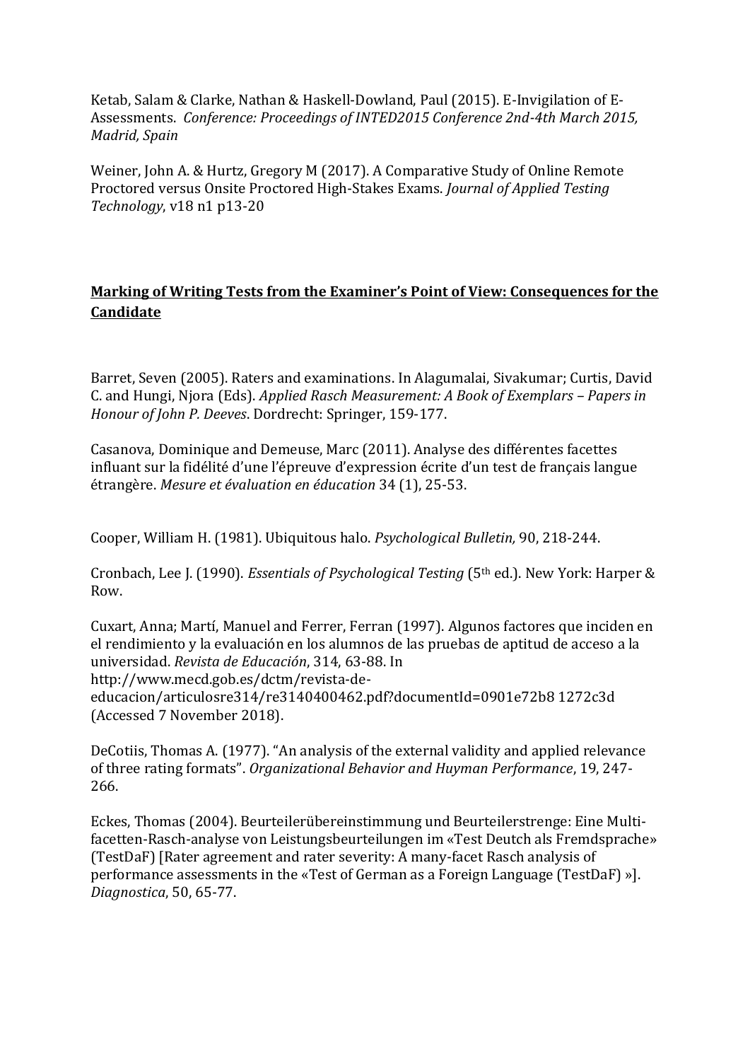Ketab, Salam & Clarke, Nathan & Haskell-Dowland, Paul (2015). E-Invigilation of E-Assessments. *Conference: Proceedings of INTED2015 Conference 2nd-4th March 2015, Madrid, Spain*

Weiner, John A. & Hurtz, Gregory M (2017). A Comparative Study of Online Remote Proctored versus Onsite Proctored High-Stakes Exams. *Journal of Applied Testing Technology*, v18 n1 p13-20

## **Marking of Writing Tests from the Examiner's Point of View: Consequences for the Candidate**

Barret, Seven (2005). Raters and examinations. In Alagumalai, Sivakumar; Curtis, David C. and Hungi, Njora (Eds). *Applied Rasch Measurement: A Book of Exemplars – Papers in Honour of John P. Deeves*. Dordrecht: Springer, 159-177.

Casanova, Dominique and Demeuse, Marc (2011). Analyse des différentes facettes influant sur la fidélité d'une l'épreuve d'expression écrite d'un test de français langue étrangère. *Mesure et évaluation en éducation* 34 (1), 25-53.

Cooper, William H. (1981). Ubiquitous halo. *Psychological Bulletin,* 90, 218-244.

Cronbach, Lee J. (1990). *Essentials of Psychological Testing* (5th ed.). New York: Harper & Row.

Cuxart, Anna; Martí, Manuel and Ferrer, Ferran (1997). Algunos factores que inciden en el rendimiento y la evaluación en los alumnos de las pruebas de aptitud de acceso a la universidad. *Revista de Educación*, 314, 63-88. In http://www.mecd.gob.es/dctm/revista-de-educacion/articulosre314/re3140400462.pdf?documentId=0901e72b8 1272c3d (Accessed 7 November 2018).

DeCotiis, Thomas A. (1977). "An analysis of the external validity and applied relevance of three rating formats". *Organizational Behavior and Huyman Performance*, 19, 247-266.

Eckes, Thomas (2004). Beurteilerübereinstimmung und Beurteilerstrenge: Eine Multi-facetten-Rasch-analyse von Leistungsbeurteilungen im «Test Deutch als Fremdsprache» (TestDaF) [Rater agreement and rater severity: A many-facet Rasch analysis of performance assessments in the «Test of German as a Foreign Language (TestDaF) »]. *Diagnostica*, 50, 65-77.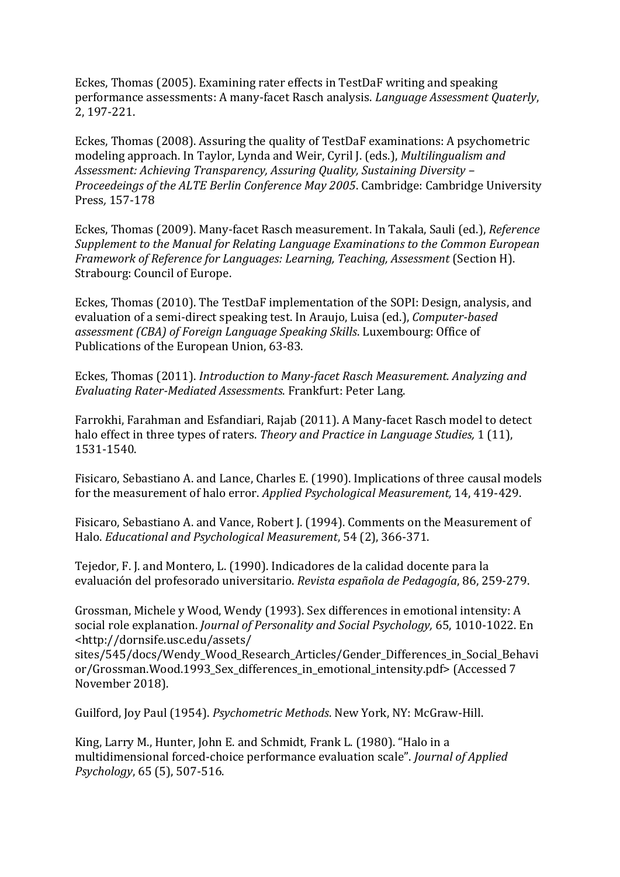Eckes, Thomas (2005). Examining rater effects in TestDaF writing and speaking performance assessments: A many-facet Rasch analysis. *Language Assessment Quaterly*, 2, 197-221.

Eckes, Thomas (2008). Assuring the quality of TestDaF examinations: A psychometric modeling approach. In Taylor, Lynda and Weir, Cyril J. (eds.), *Multilingualism and Assessment: Achieving Transparency, Assuring Quality, Sustaining Diversity – Proceedeings of the ALTE Berlin Conference May 2005*. Cambridge: Cambridge University Press, 157-178

Eckes, Thomas (2009). Many-facet Rasch measurement. In Takala, Sauli (ed.), *Reference Supplement to the Manual for Relating Language Examinations to the Common European Framework of Reference for Languages: Learning, Teaching, Assessment* (Section H). Strabourg: Council of Europe.

Eckes, Thomas (2010). The TestDaF implementation of the SOPI: Design, analysis, and evaluation of a semi-direct speaking test. In Araujo, Luisa (ed.), *Computer-based assessment (CBA) of Foreign Language Speaking Skills*. Luxembourg: Office of Publications of the European Union, 63-83.

Eckes, Thomas (2011). *Introduction to Many-facet Rasch Measurement. Analyzing and Evaluating Rater-Mediated Assessments*. Frankfurt: Peter Lang.

Farrokhi, Farahman and Esfandiari, Rajab (2011). A Many-facet Rasch model to detect halo effect in three types of raters. *Theory and Practice in Language Studies,* 1 (11), 1531-1540.

Fisicaro, Sebastiano A. and Lance, Charles E. (1990). Implications of three causal models for the measurement of halo error. *Applied Psychological Measurement,* 14, 419-429.

Fisicaro, Sebastiano A. and Vance, Robert J. (1994). Comments on the Measurement of Halo. *Educational and Psychological Measurement*, 54 (2), 366-371.

Tejedor, F. J. and Montero, L. (1990). Indicadores de la calidad docente para la evaluación del profesorado universitario. *Revista española de Pedagogía*, 86, 259-279.

Grossman, Michele y Wood, Wendy (1993). Sex differences in emotional intensity: A social role explanation. *Journal of Personality and Social Psychology,* 65, 1010-1022. En <http://dornsife.usc.edu/assets/sites/545/docs/Wendy_Wood_Research_Articles/Gender_Differences_in_Social_Behavior/Grossman.Wood.1993_Sex_differences_in_emotional_intensity.pdf> (Accessed 7 November 2018).

Guilford, Joy Paul (1954). *Psychometric Methods*. New York, NY: McGraw-Hill.

King, Larry M., Hunter, John E. and Schmidt, Frank L. (1980). "Halo in a multidimensional forced-choice performance evaluation scale". *Journal of Applied Psychology*, 65 (5), 507-516.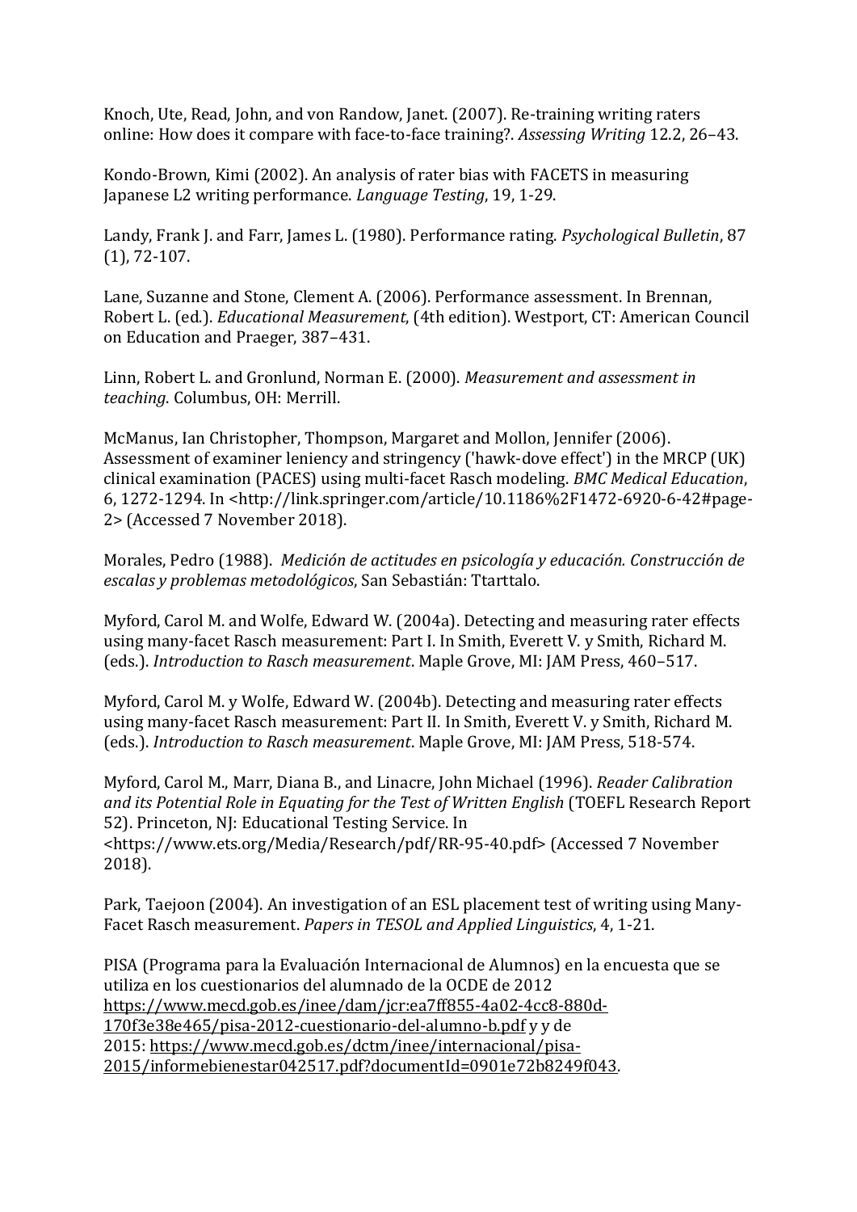Knoch, Ute, Read, John, and von Randow, Janet. (2007). Re-training writing raters online: How does it compare with face-to-face training?. *Assessing Writing* 12.2, 26–43.

Kondo-Brown, Kimi (2002). An analysis of rater bias with FACETS in measuring Japanese L2 writing performance. *Language Testing*, 19, 1-29.

Landy, Frank J. and Farr, James L. (1980). Performance rating. *Psychological Bulletin*, 87 (1), 72-107.

Lane, Suzanne and Stone, Clement A. (2006). Performance assessment. In Brennan, Robert L. (ed.). *Educational Measurement*, (4th edition). Westport, CT: American Council on Education and Praeger, 387–431.

Linn, Robert L. and Gronlund, Norman E. (2000). *Measurement and assessment in teaching*. Columbus, OH: Merrill.

McManus, Ian Christopher, Thompson, Margaret and Mollon, Jennifer (2006). Assessment of examiner leniency and stringency ('hawk-dove effect') in the MRCP (UK) clinical examination (PACES) using multi-facet Rasch modeling. *BMC Medical Education*, 6, 1272-1294. In <http://link.springer.com/article/10.1186%2F1472-6920-6-42#page-2> (Accessed 7 November 2018).

Morales, Pedro (1988). *Medición de actitudes en psicología y educación. Construcción de escalas y problemas metodológicos*, San Sebastián: Ttarttalo.

Myford, Carol M. and Wolfe, Edward W. (2004a). Detecting and measuring rater effects using many-facet Rasch measurement: Part I. In Smith, Everett V. y Smith, Richard M. (eds.). *Introduction to Rasch measurement*. Maple Grove, MI: JAM Press, 460–517.

Myford, Carol M. y Wolfe, Edward W. (2004b). Detecting and measuring rater effects using many-facet Rasch measurement: Part II. In Smith, Everett V. y Smith, Richard M. (eds.). *Introduction to Rasch measurement*. Maple Grove, MI: JAM Press, 518-574.

Myford, Carol M., Marr, Diana B., and Linacre, John Michael (1996). *Reader Calibration and its Potential Role in Equating for the Test of Written English* (TOEFL Research Report 52). Princeton, NJ: Educational Testing Service. In <https://www.ets.org/Media/Research/pdf/RR-95-40.pdf> (Accessed 7 November 2018).

Park, Taejoon (2004). An investigation of an ESL placement test of writing using Many-Facet Rasch measurement. *Papers in TESOL and Applied Linguistics*, 4, 1-21.

PISA (Programa para la Evaluación Internacional de Alumnos) en la encuesta que se utiliza en los cuestionarios del alumnado de la OCDE de 2012 https://www.mecd.gob.es/inee/dam/jcr:ea7ff855-4a02-4cc8-880d-170f3e38e465/pisa-2012-cuestionario-del-alumno-b.pdf y y de 2015: https://www.mecd.gob.es/dctm/inee/internacional/pisa-2015/informebienestar042517.pdf?documentId=0901e72b8249f043.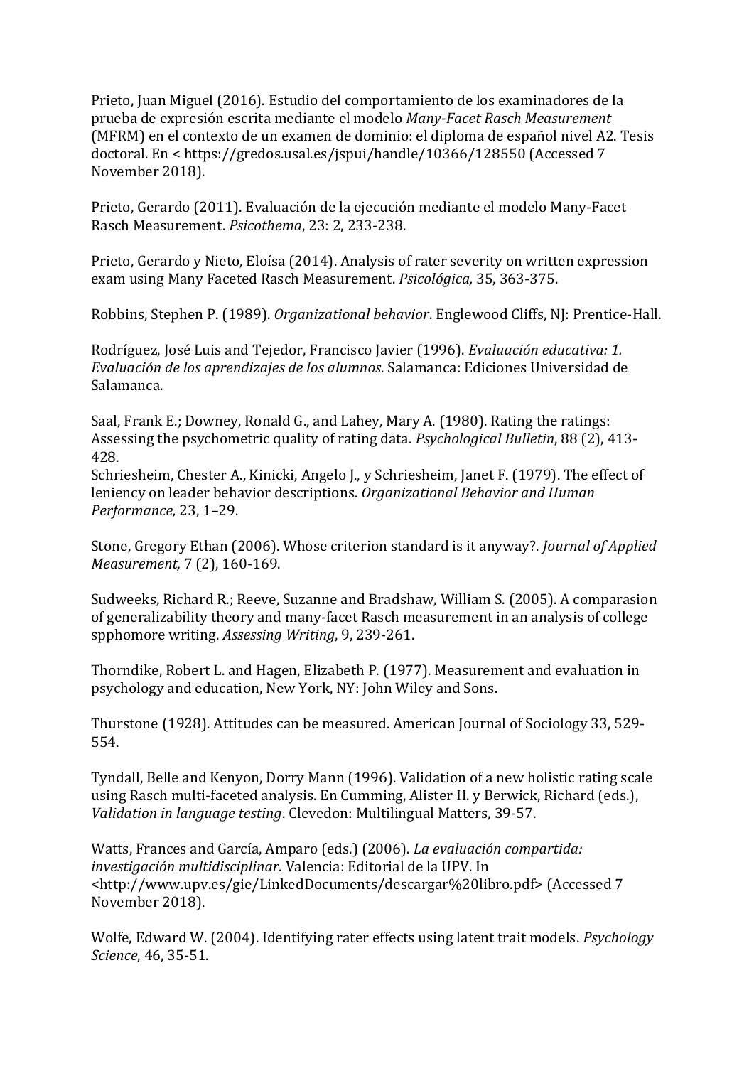Prieto, Juan Miguel (2016). Estudio del comportamiento de los examinadores de la prueba de expresión escrita mediante el modelo *Many-Facet Rasch Measurement* (MFRM) en el contexto de un examen de dominio: el diploma de español nivel A2. Tesis doctoral. En < https://gredos.usal.es/jspui/handle/10366/128550 (Accessed 7 November 2018).

Prieto, Gerardo (2011). Evaluación de la ejecución mediante el modelo Many-Facet Rasch Measurement. *Psicothema*, 23: 2, 233-238.

Prieto, Gerardo y Nieto, Eloísa (2014). Analysis of rater severity on written expression exam using Many Faceted Rasch Measurement. *Psicológica,* 35, 363-375.

Robbins, Stephen P. (1989). *Organizational behavior*. Englewood Cliffs, NJ: Prentice-Hall.

Rodríguez, José Luis and Tejedor, Francisco Javier (1996). *Evaluación educativa: 1. Evaluación de los aprendizajes de los alumnos*. Salamanca: Ediciones Universidad de Salamanca.

Saal, Frank E.; Downey, Ronald G., and Lahey, Mary A. (1980). Rating the ratings: Assessing the psychometric quality of rating data. *Psychological Bulletin*, 88 (2), 413-428.
Schriesheim, Chester A., Kinicki, Angelo J., y Schriesheim, Janet F. (1979). The effect of leniency on leader behavior descriptions. *Organizational Behavior and Human Performance,* 23, 1–29.

Stone, Gregory Ethan (2006). Whose criterion standard is it anyway?. *Journal of Applied Measurement,* 7 (2), 160-169.

Sudweeks, Richard R.; Reeve, Suzanne and Bradshaw, William S. (2005). A comparasion of generalizability theory and many-facet Rasch measurement in an analysis of college spphomore writing. *Assessing Writing*, 9, 239-261.

Thorndike, Robert L. and Hagen, Elizabeth P. (1977). Measurement and evaluation in psychology and education, New York, NY: John Wiley and Sons.

Thurstone (1928). Attitudes can be measured. American Journal of Sociology 33, 529-554.

Tyndall, Belle and Kenyon, Dorry Mann (1996). Validation of a new holistic rating scale using Rasch multi-faceted analysis. En Cumming, Alister H. y Berwick, Richard (eds.), *Validation in language testing*. Clevedon: Multilingual Matters, 39-57.

Watts, Frances and García, Amparo (eds.) (2006). *La evaluación compartida: investigación multidisciplinar*. Valencia: Editorial de la UPV. In <http://www.upv.es/gie/LinkedDocuments/descargar%20libro.pdf> (Accessed 7 November 2018).

Wolfe, Edward W. (2004). Identifying rater effects using latent trait models. *Psychology Science*, 46, 35-51.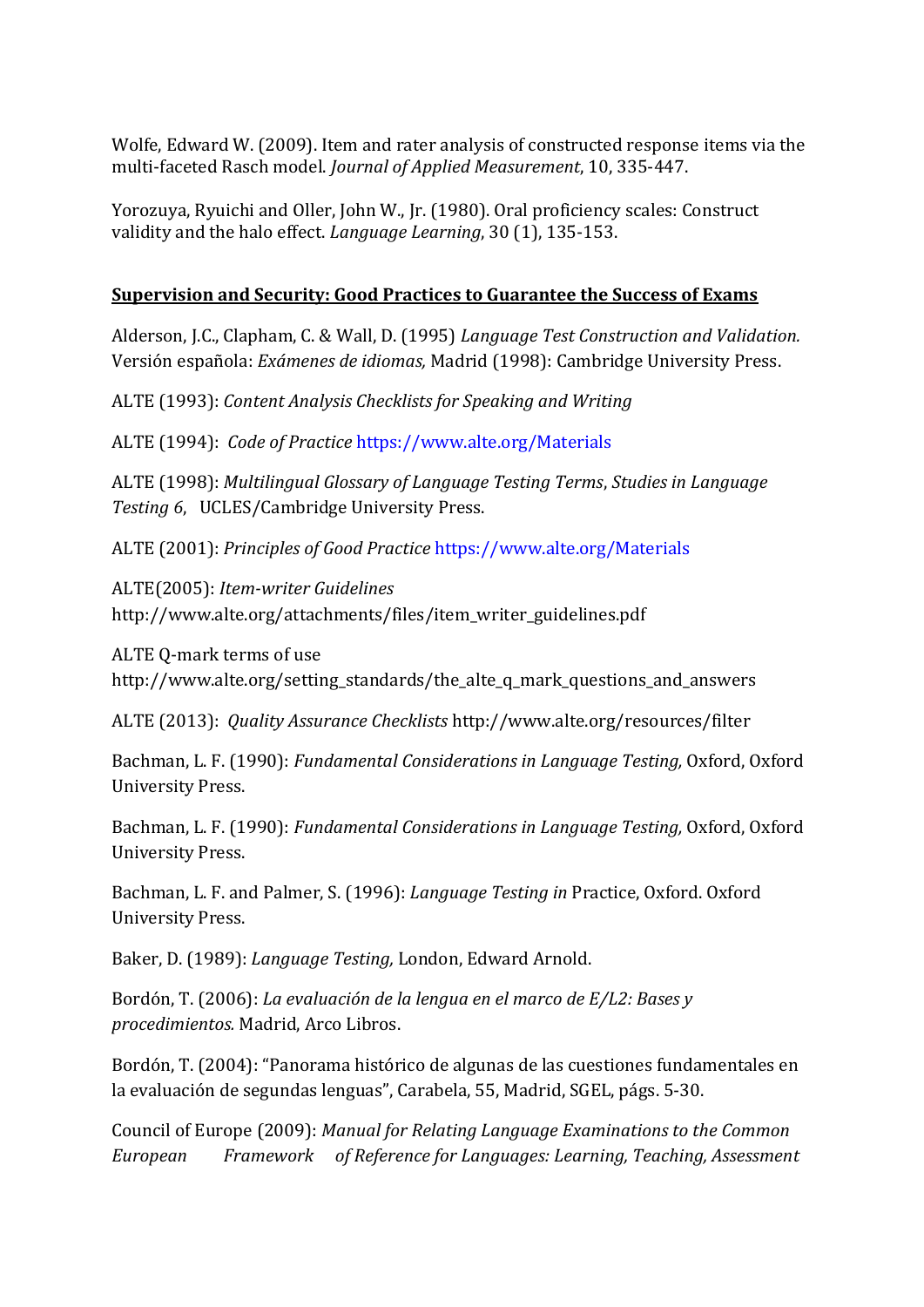Wolfe, Edward W. (2009). Item and rater analysis of constructed response items via the multi-faceted Rasch model. *Journal of Applied Measurement*, 10, 335-447.

Yorozuya, Ryuichi and Oller, John W., Jr. (1980). Oral proficiency scales: Construct validity and the halo effect. *Language Learning*, 30 (1), 135-153.

## <u>Supervision and Security: Good Practices to Guarantee the Success of Exams</u>

Alderson, J.C., Clapham, C. & Wall, D. (1995) *Language Test Construction and Validation.* Versión española: *Exámenes de idiomas,* Madrid (1998): Cambridge University Press.

ALTE (1993): *Content Analysis Checklists for Speaking and Writing*

ALTE (1994): *Code of Practice* https://www.alte.org/Materials

ALTE (1998): *Multilingual Glossary of Language Testing Terms*, *Studies in Language Testing 6*, UCLES/Cambridge University Press.

ALTE (2001): *Principles of Good Practice* https://www.alte.org/Materials

ALTE(2005): *Item-writer Guidelines* http://www.alte.org/attachments/files/item_writer_guidelines.pdf

ALTE Q-mark terms of use http://www.alte.org/setting_standards/the_alte_q_mark_questions_and_answers

ALTE (2013): *Quality Assurance Checklists* http://www.alte.org/resources/filter

Bachman, L. F. (1990): *Fundamental Considerations in Language Testing,* Oxford, Oxford University Press.

Bachman, L. F. (1990): *Fundamental Considerations in Language Testing,* Oxford, Oxford University Press.

Bachman, L. F. and Palmer, S. (1996): *Language Testing in* Practice, Oxford. Oxford University Press.

Baker, D. (1989): *Language Testing,* London, Edward Arnold.

Bordón, T. (2006): *La evaluación de la lengua en el marco de E/L2: Bases y procedimientos.* Madrid, Arco Libros.

Bordón, T. (2004): "Panorama histórico de algunas de las cuestiones fundamentales en la evaluación de segundas lenguas", Carabela, 55, Madrid, SGEL, págs. 5-30.

Council of Europe (2009): *Manual for Relating Language Examinations to the Common European Framework of Reference for Languages: Learning, Teaching, Assessment*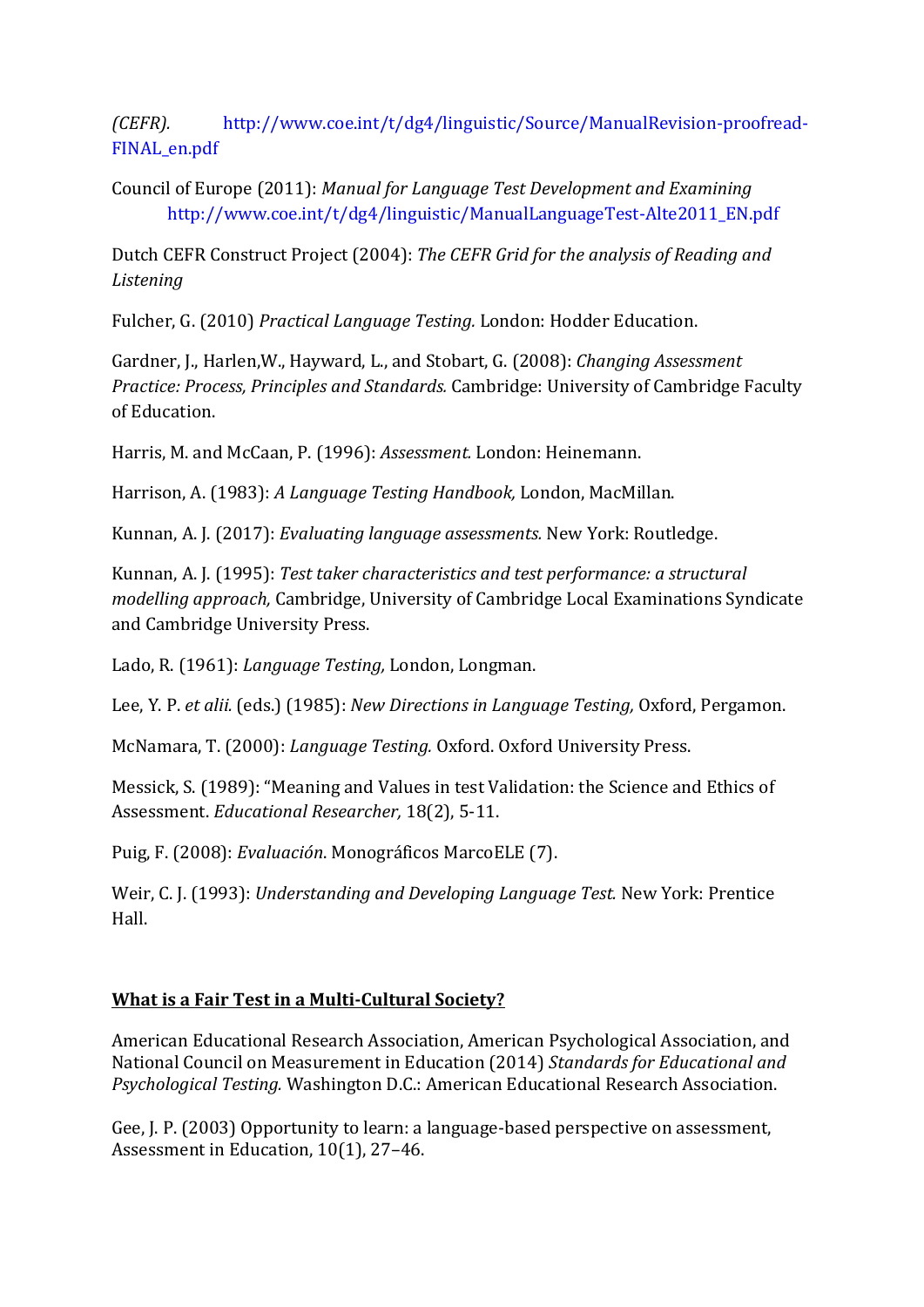*(CEFR).* http://www.coe.int/t/dg4/linguistic/Source/ManualRevision-proofread-FINAL_en.pdf

Council of Europe (2011): *Manual for Language Test Development and Examining* http://www.coe.int/t/dg4/linguistic/ManualLanguageTest-Alte2011_EN.pdf

Dutch CEFR Construct Project (2004): *The CEFR Grid for the analysis of Reading and Listening*

Fulcher, G. (2010) *Practical Language Testing.* London: Hodder Education.

Gardner, J., Harlen,W., Hayward, L., and Stobart, G. (2008): *Changing Assessment Practice: Process, Principles and Standards.* Cambridge: University of Cambridge Faculty of Education.

Harris, M. and McCaan, P. (1996): *Assessment.* London: Heinemann.

Harrison, A. (1983): *A Language Testing Handbook,* London, MacMillan.

Kunnan, A. J. (2017): *Evaluating language assessments.* New York: Routledge.

Kunnan, A. J. (1995): *Test taker characteristics and test performance: a structural modelling approach,* Cambridge, University of Cambridge Local Examinations Syndicate and Cambridge University Press.

Lado, R. (1961): *Language Testing,* London, Longman.

Lee, Y. P. *et alii.* (eds.) (1985): *New Directions in Language Testing,* Oxford, Pergamon.

McNamara, T. (2000): *Language Testing.* Oxford. Oxford University Press.

Messick, S. (1989): "Meaning and Values in test Validation: the Science and Ethics of Assessment. *Educational Researcher,* 18(2), 5-11.

Puig, F. (2008): *Evaluación*. Monográficos MarcoELE (7).

Weir, C. J. (1993): *Understanding and Developing Language Test.* New York: Prentice Hall.

## **<u>What is a Fair Test in a Multi-Cultural Society?</u>**

American Educational Research Association, American Psychological Association, and National Council on Measurement in Education (2014) *Standards for Educational and Psychological Testing.* Washington D.C.: American Educational Research Association.

Gee, J. P. (2003) Opportunity to learn: a language-based perspective on assessment, Assessment in Education, 10(1), 27–46.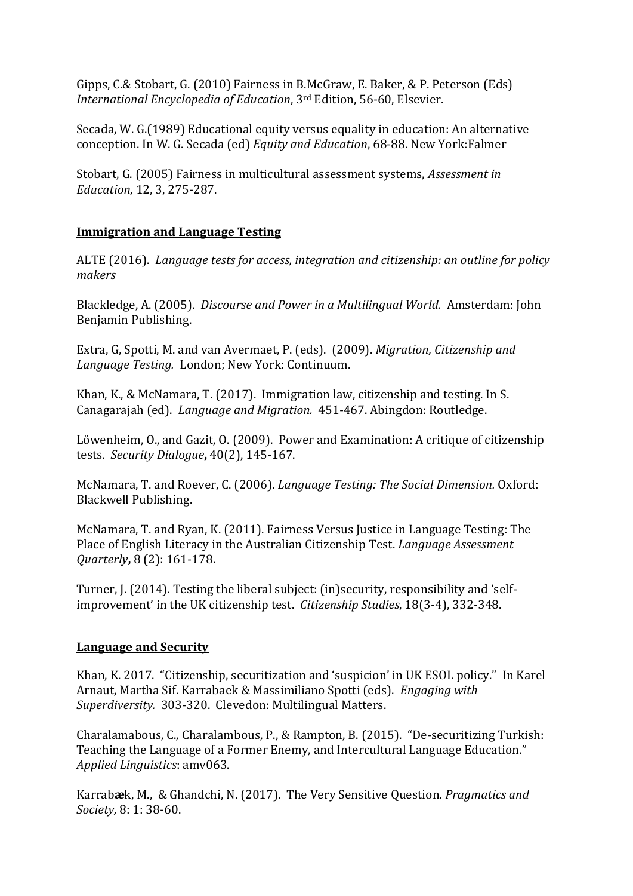Gipps, C.& Stobart, G. (2010) Fairness in B.McGraw, E. Baker, & P. Peterson (Eds) *International Encyclopedia of Education*, 3rd Edition, 56-60, Elsevier.

Secada, W. G.(1989) Educational equity versus equality in education: An alternative conception. In W. G. Secada (ed) *Equity and Education*, 68-88. New York:Falmer

Stobart, G. (2005) Fairness in multicultural assessment systems, *Assessment in Education,* 12, 3, 275-287.

**Immigration and Language Testing**

ALTE (2016). *Language tests for access, integration and citizenship: an outline for policy makers*

Blackledge, A. (2005). *Discourse and Power in a Multilingual World.* Amsterdam: John Benjamin Publishing.

Extra, G, Spotti, M. and van Avermaet, P. (eds). (2009). *Migration, Citizenship and Language Testing.* London; New York: Continuum.

Khan, K., & McNamara, T. (2017). Immigration law, citizenship and testing. In S. Canagarajah (ed). *Language and Migration.* 451-467. Abingdon: Routledge.

Löwenheim, O., and Gazit, O. (2009). Power and Examination: A critique of citizenship tests. *Security Dialogue***,** 40(2), 145-167.

McNamara, T. and Roever, C. (2006). *Language Testing: The Social Dimension.* Oxford: Blackwell Publishing.

McNamara, T. and Ryan, K. (2011). Fairness Versus Justice in Language Testing: The Place of English Literacy in the Australian Citizenship Test. *Language Assessment Quarterly***,** 8 (2): 161-178.

Turner, J. (2014). Testing the liberal subject: (in)security, responsibility and 'self-improvement' in the UK citizenship test. *Citizenship Studies*, 18(3-4), 332-348.

**Language and Security**

Khan, K. 2017. "Citizenship, securitization and 'suspicion' in UK ESOL policy." In Karel Arnaut, Martha Sif. Karrabaek & Massimiliano Spotti (eds). *Engaging with Superdiversity.* 303-320. Clevedon: Multilingual Matters.

Charalamabous, C., Charalambous, P., & Rampton, B. (2015). "De-securitizing Turkish: Teaching the Language of a Former Enemy, and Intercultural Language Education." *Applied Linguistics*: amv063.

Karrabæk, M., & Ghandchi, N. (2017). The Very Sensitive Question. *Pragmatics and Society,* 8: 1: 38-60.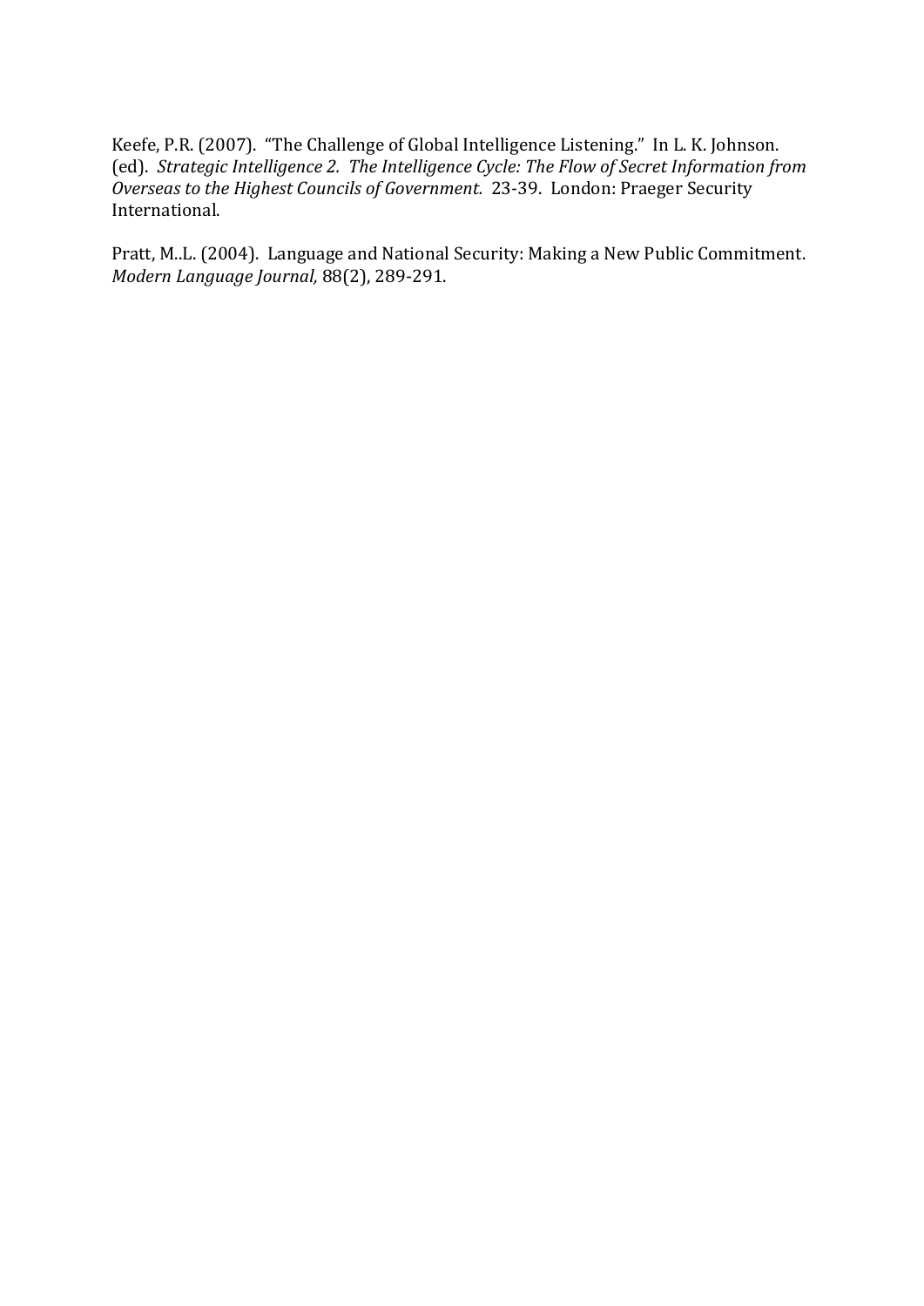Keefe, P.R. (2007). "The Challenge of Global Intelligence Listening." In L. K. Johnson. (ed). *Strategic Intelligence 2. The Intelligence Cycle: The Flow of Secret Information from Overseas to the Highest Councils of Government.* 23-39. London: Praeger Security International.

Pratt, M..L. (2004). Language and National Security: Making a New Public Commitment. *Modern Language Journal,* 88(2), 289-291.